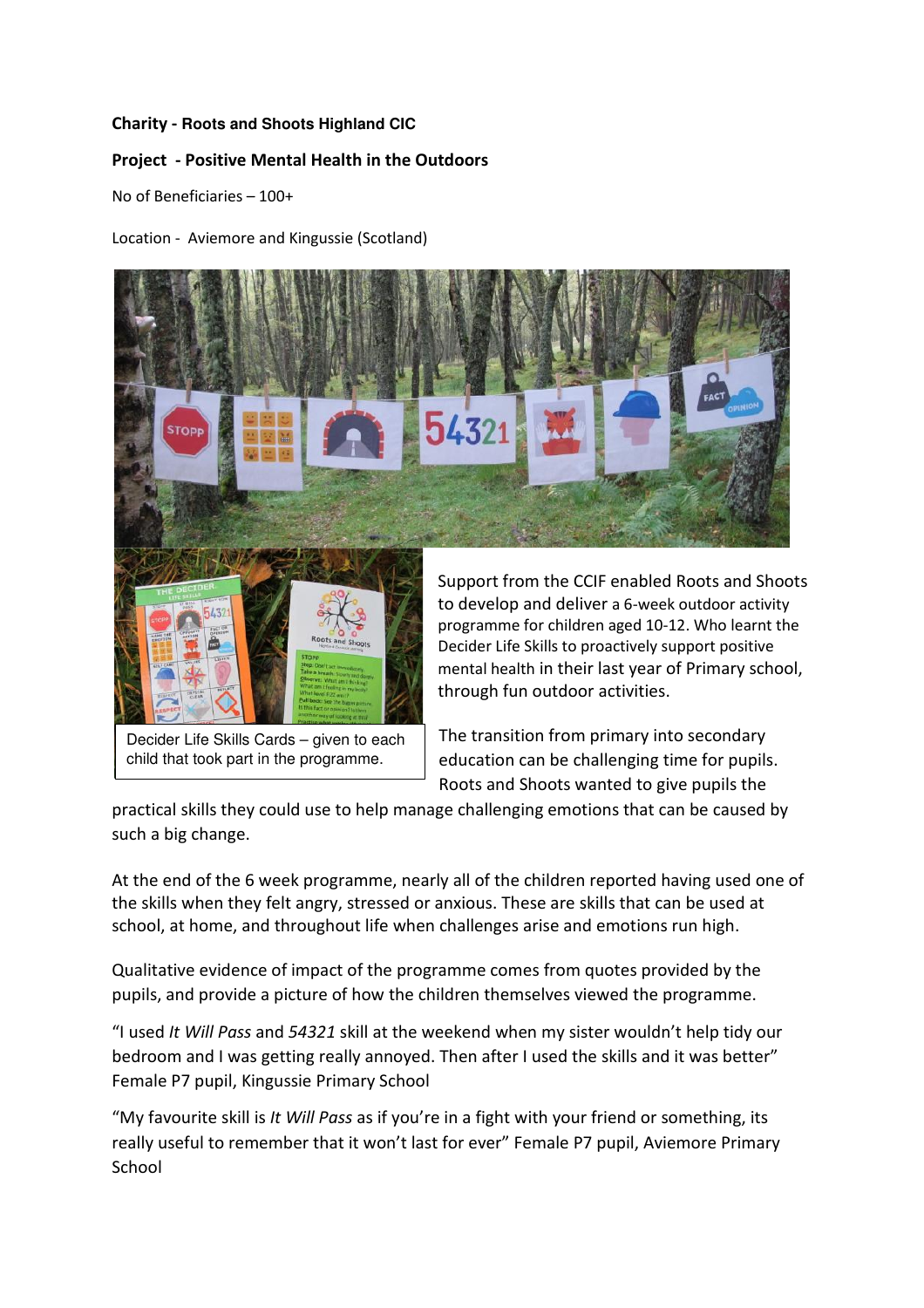**Charity - Roots and Shoots Highland CIC**

**Project - Positive Mental Health in the Outdoors**

No of Beneficiaries – 100+

Location - Aviemore and Kingussie (Scotland)

Decider Life Skills Cards – given to each child that took part in the programme.

Support from the CCIF enabled Roots and Shoots to develop and deliver a 6-week outdoor activity programme for children aged 10-12. Who learnt the Decider Life Skills to proactively support positive mental health in their last year of Primary school, through fun outdoor activities.

The transition from primary into secondary education can be challenging time for pupils. Roots and Shoots wanted to give pupils the practical skills they could use to help manage challenging emotions that can be caused by such a big change.

At the end of the 6 week programme, nearly all of the children reported having used one of the skills when they felt angry, stressed or anxious. These are skills that can be used at school, at home, and throughout life when challenges arise and emotions run high.

Qualitative evidence of impact of the programme comes from quotes provided by the pupils, and provide a picture of how the children themselves viewed the programme.

"I used *It Will Pass* and *54321* skill at the weekend when my sister wouldn't help tidy our bedroom and I was getting really annoyed. Then after I used the skills and it was better" Female P7 pupil, Kingussie Primary School

"My favourite skill is *It Will Pass* as if you're in a fight with your friend or something, its really useful to remember that it won't last for ever" Female P7 pupil, Aviemore Primary School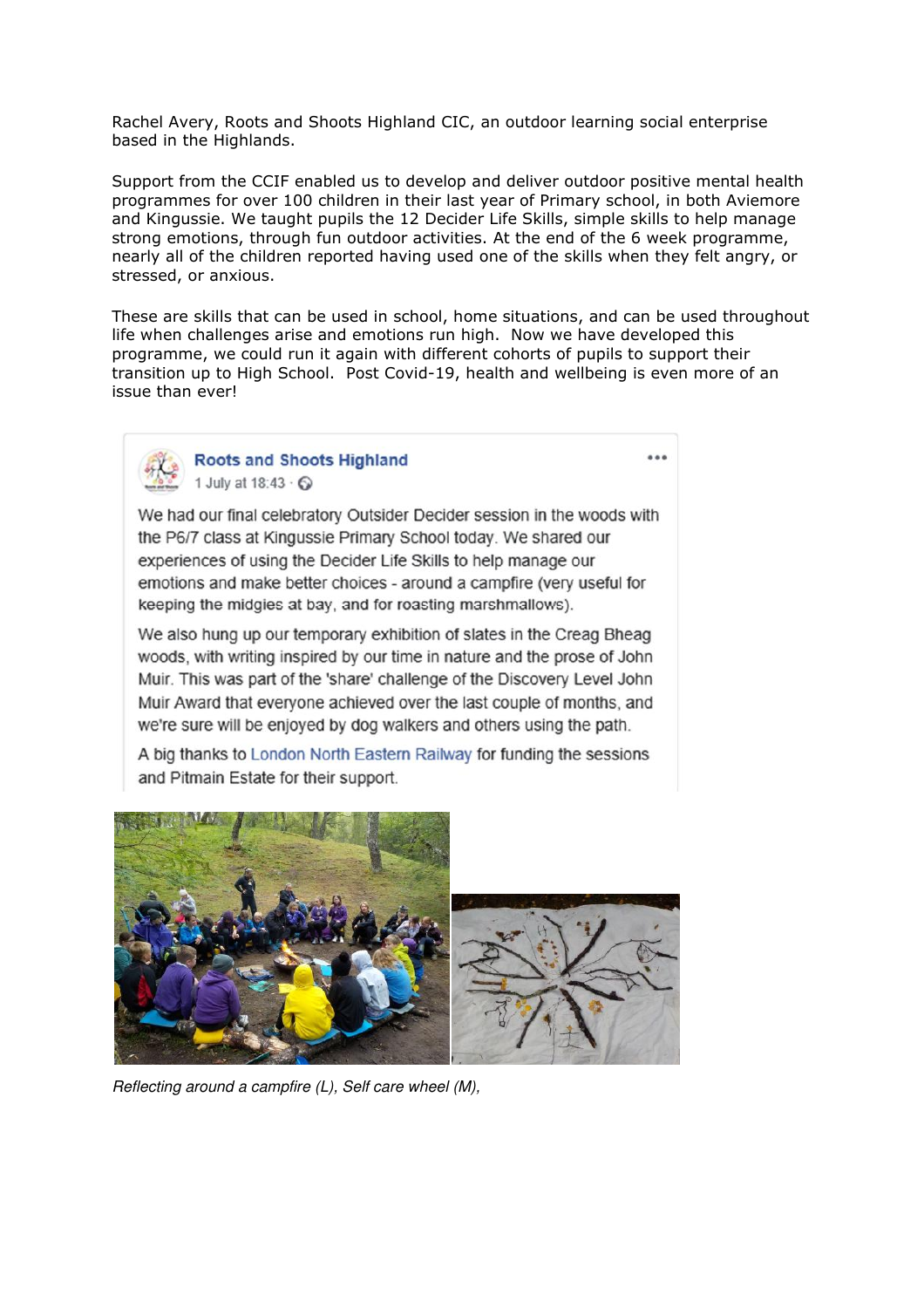Rachel Avery, Roots and Shoots Highland CIC, an outdoor learning social enterprise based in the Highlands.

Support from the CCIF enabled us to develop and deliver outdoor positive mental health programmes for over 100 children in their last year of Primary school, in both Aviemore and Kingussie. We taught pupils the 12 Decider Life Skills, simple skills to help manage strong emotions, through fun outdoor activities. At the end of the 6 week programme, nearly all of the children reported having used one of the skills when they felt angry, or stressed, or anxious.

These are skills that can be used in school, home situations, and can be used throughout life when challenges arise and emotions run high. Now we have developed this programme, we could run it again with different cohorts of pupils to support their transition up to High School. Post Covid-19, health and wellbeing is even more of an issue than ever!

**Roots and Shoots Highland**
1 July at 18:43

We had our final celebratory Outsider Decider session in the woods with the P6/7 class at Kingussie Primary School today. We shared our experiences of using the Decider Life Skills to help manage our emotions and make better choices - around a campfire (very useful for keeping the midgies at bay, and for roasting marshmallows).

We also hung up our temporary exhibition of slates in the Creag Bheag woods, with writing inspired by our time in nature and the prose of John Muir. This was part of the 'share' challenge of the Discovery Level John Muir Award that everyone achieved over the last couple of months, and we're sure will be enjoyed by dog walkers and others using the path.

A big thanks to London North Eastern Railway for funding the sessions and Pitmain Estate for their support.

*Reflecting around a campfire (L), Self care wheel (M),*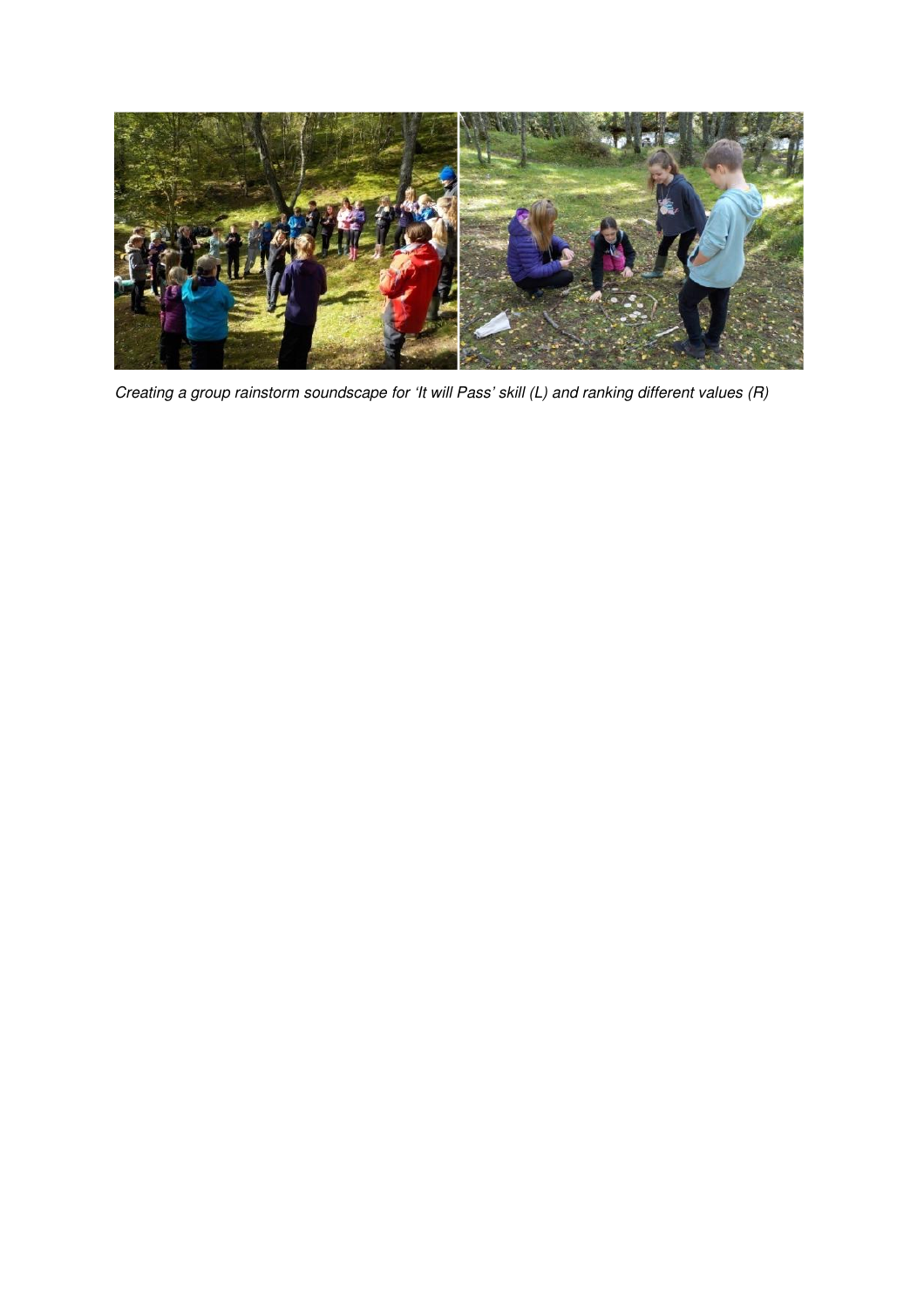*Creating a group rainstorm soundscape for 'It will Pass' skill (L) and ranking different values (R)*